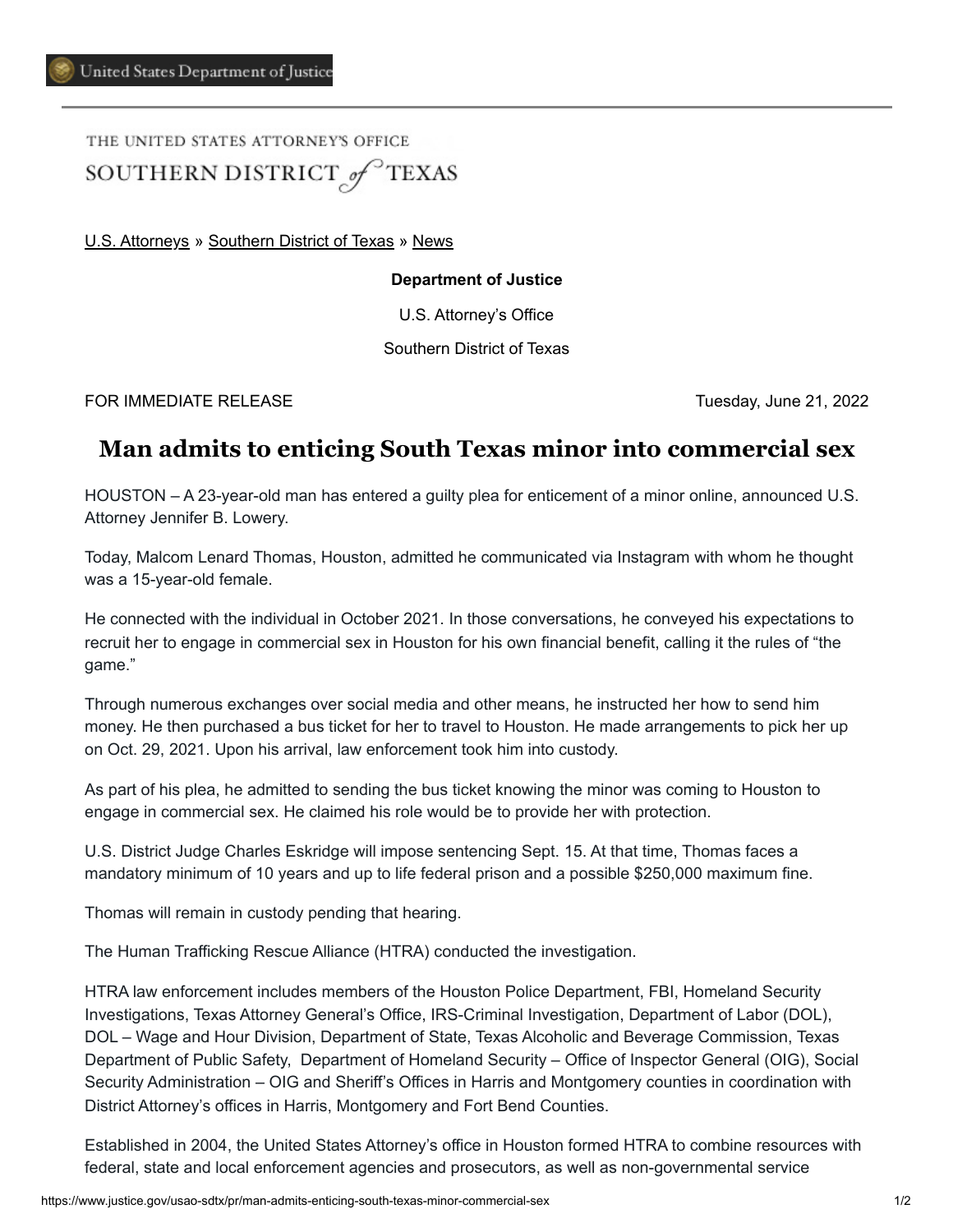United States Department of Justice

THE UNITED STATES ATTORNEY'S OFFICE

SOUTHERN DISTRICT of TEXAS

U.S. Attorneys » Southern District of Texas » News

**Department of Justice**

U.S. Attorney's Office

Southern District of Texas

FOR IMMEDIATE RELEASE Tuesday, June 21, 2022

# Man admits to enticing South Texas minor into commercial sex

HOUSTON – A 23-year-old man has entered a guilty plea for enticement of a minor online, announced U.S. Attorney Jennifer B. Lowery.

Today, Malcom Lenard Thomas, Houston, admitted he communicated via Instagram with whom he thought was a 15-year-old female.

He connected with the individual in October 2021. In those conversations, he conveyed his expectations to recruit her to engage in commercial sex in Houston for his own financial benefit, calling it the rules of "the game."

Through numerous exchanges over social media and other means, he instructed her how to send him money. He then purchased a bus ticket for her to travel to Houston. He made arrangements to pick her up on Oct. 29, 2021. Upon his arrival, law enforcement took him into custody.

As part of his plea, he admitted to sending the bus ticket knowing the minor was coming to Houston to engage in commercial sex. He claimed his role would be to provide her with protection.

U.S. District Judge Charles Eskridge will impose sentencing Sept. 15. At that time, Thomas faces a mandatory minimum of 10 years and up to life federal prison and a possible $250,000 maximum fine.

Thomas will remain in custody pending that hearing.

The Human Trafficking Rescue Alliance (HTRA) conducted the investigation.

HTRA law enforcement includes members of the Houston Police Department, FBI, Homeland Security Investigations, Texas Attorney General's Office, IRS-Criminal Investigation, Department of Labor (DOL), DOL – Wage and Hour Division, Department of State, Texas Alcoholic and Beverage Commission, Texas Department of Public Safety, Department of Homeland Security – Office of Inspector General (OIG), Social Security Administration – OIG and Sheriff's Offices in Harris and Montgomery counties in coordination with District Attorney's offices in Harris, Montgomery and Fort Bend Counties.

Established in 2004, the United States Attorney's office in Houston formed HTRA to combine resources with federal, state and local enforcement agencies and prosecutors, as well as non-governmental service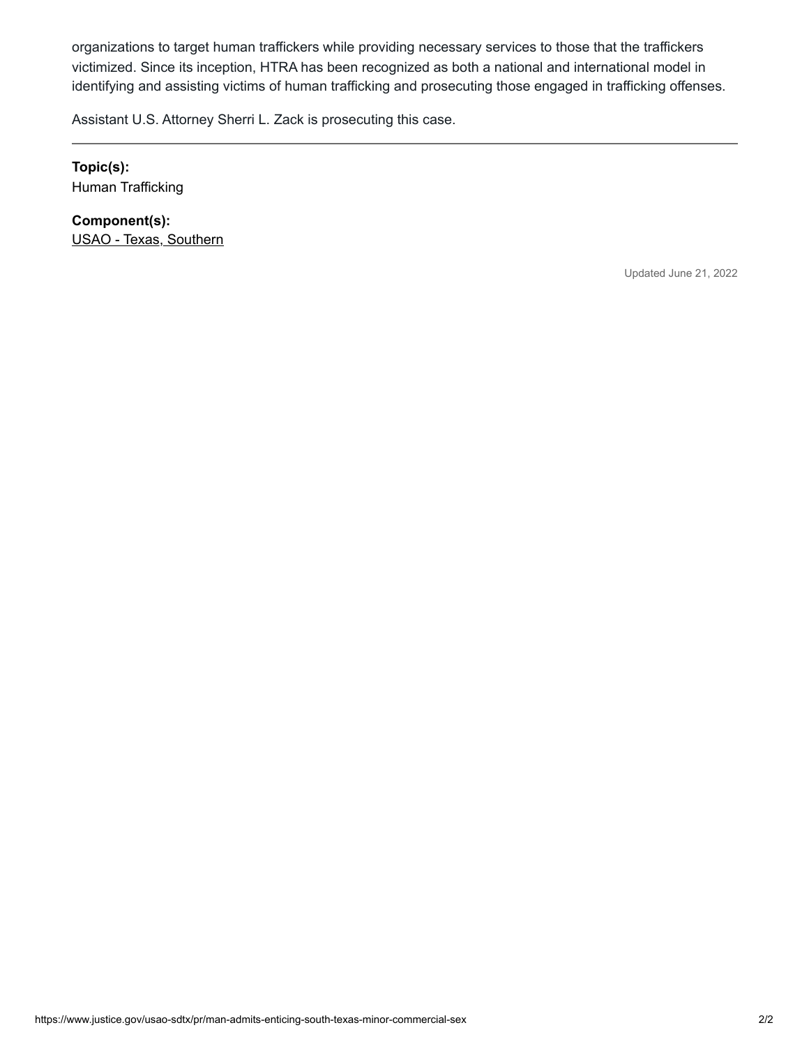organizations to target human traffickers while providing necessary services to those that the traffickers victimized. Since its inception, HTRA has been recognized as both a national and international model in identifying and assisting victims of human trafficking and prosecuting those engaged in trafficking offenses.

Assistant U.S. Attorney Sherri L. Zack is prosecuting this case.

---

**Topic(s):**
Human Trafficking

**Component(s):**
USAO - Texas, Southern

Updated June 21, 2022